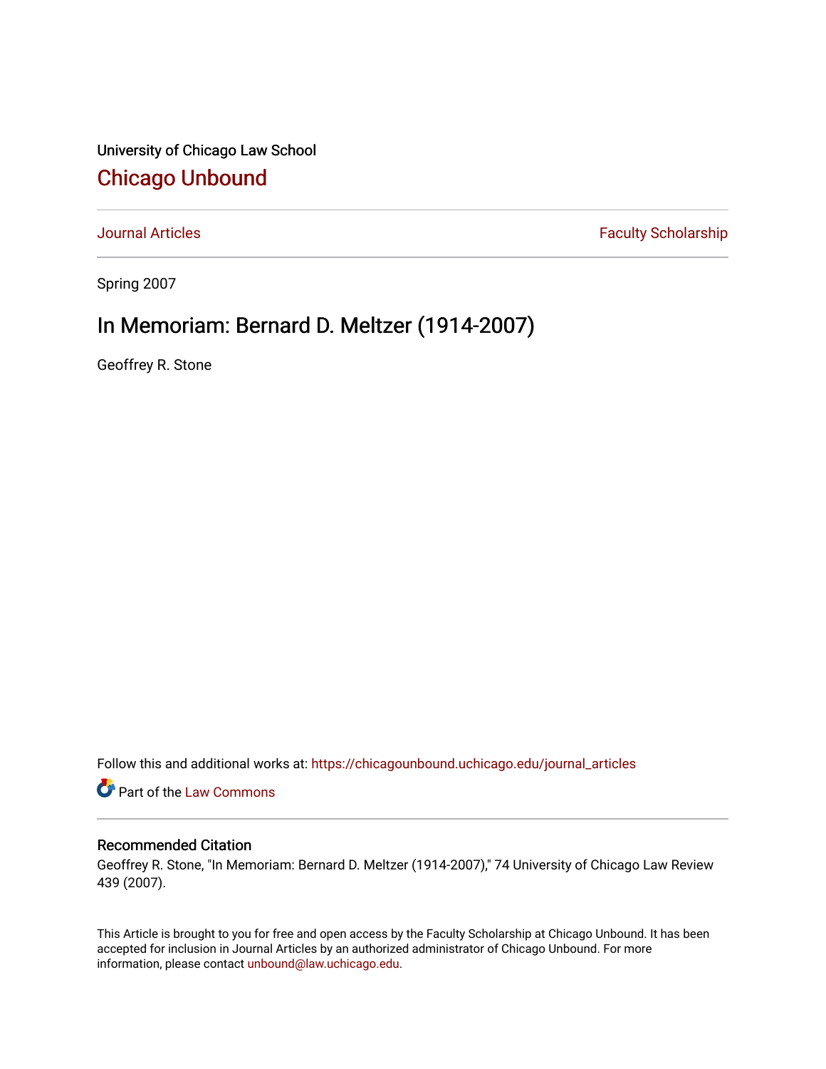University of Chicago Law School

## Chicago Unbound

Journal Articles | Faculty Scholarship

Spring 2007

# In Memoriam: Bernard D. Meltzer (1914-2007)

Geoffrey R. Stone

Follow this and additional works at: https://chicagounbound.uchicago.edu/journal_articles

Part of the Law Commons

### Recommended Citation

Geoffrey R. Stone, "In Memoriam: Bernard D. Meltzer (1914-2007)," 74 University of Chicago Law Review 439 (2007).

This Article is brought to you for free and open access by the Faculty Scholarship at Chicago Unbound. It has been accepted for inclusion in Journal Articles by an authorized administrator of Chicago Unbound. For more information, please contact unbound@law.uchicago.edu.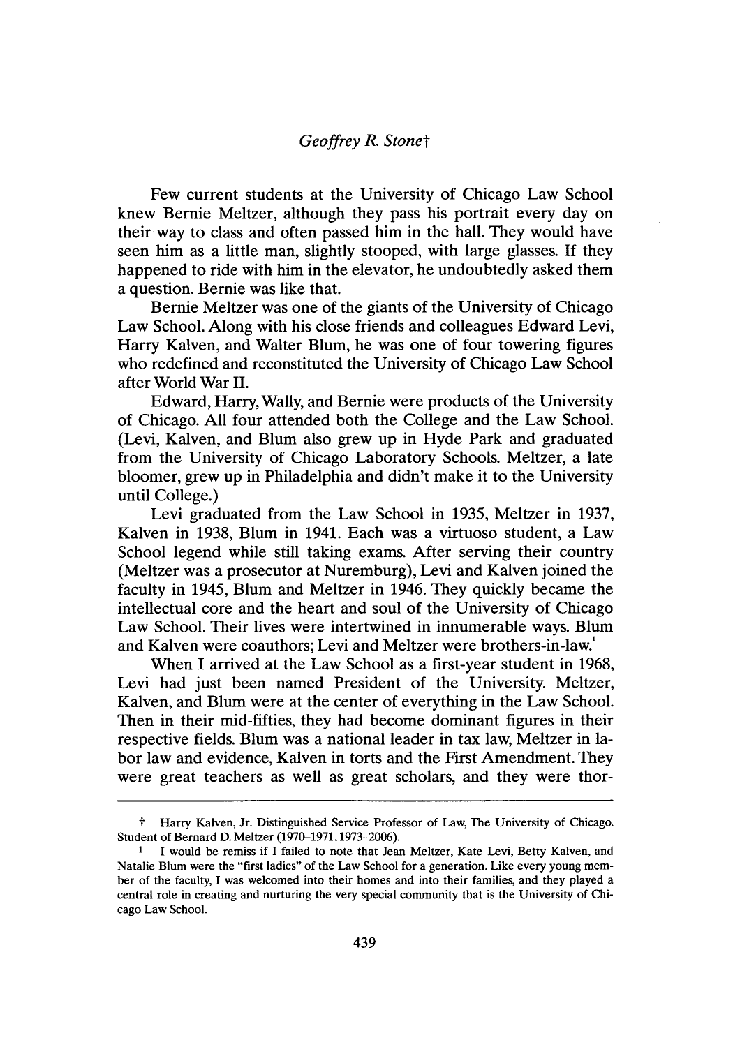*Geoffrey R. Stone*†

Few current students at the University of Chicago Law School knew Bernie Meltzer, although they pass his portrait every day on their way to class and often passed him in the hall. They would have seen him as a little man, slightly stooped, with large glasses. If they happened to ride with him in the elevator, he undoubtedly asked them a question. Bernie was like that.

Bernie Meltzer was one of the giants of the University of Chicago Law School. Along with his close friends and colleagues Edward Levi, Harry Kalven, and Walter Blum, he was one of four towering figures who redefined and reconstituted the University of Chicago Law School after World War II.

Edward, Harry, Wally, and Bernie were products of the University of Chicago. All four attended both the College and the Law School. (Levi, Kalven, and Blum also grew up in Hyde Park and graduated from the University of Chicago Laboratory Schools. Meltzer, a late bloomer, grew up in Philadelphia and didn't make it to the University until College.)

Levi graduated from the Law School in 1935, Meltzer in 1937, Kalven in 1938, Blum in 1941. Each was a virtuoso student, a Law School legend while still taking exams. After serving their country (Meltzer was a prosecutor at Nuremburg), Levi and Kalven joined the faculty in 1945, Blum and Meltzer in 1946. They quickly became the intellectual core and the heart and soul of the University of Chicago Law School. Their lives were intertwined in innumerable ways. Blum and Kalven were coauthors; Levi and Meltzer were brothers-in-law.[1]

When I arrived at the Law School as a first-year student in 1968, Levi had just been named President of the University. Meltzer, Kalven, and Blum were at the center of everything in the Law School. Then in their mid-fifties, they had become dominant figures in their respective fields. Blum was a national leader in tax law, Meltzer in labor law and evidence, Kalven in torts and the First Amendment. They were great teachers as well as great scholars, and they were thor-

---

† Harry Kalven, Jr. Distinguished Service Professor of Law, The University of Chicago. Student of Bernard D. Meltzer (1970–1971, 1973–2006).

[1] I would be remiss if I failed to note that Jean Meltzer, Kate Levi, Betty Kalven, and Natalie Blum were the "first ladies" of the Law School for a generation. Like every young member of the faculty, I was welcomed into their homes and into their families, and they played a central role in creating and nurturing the very special community that is the University of Chicago Law School.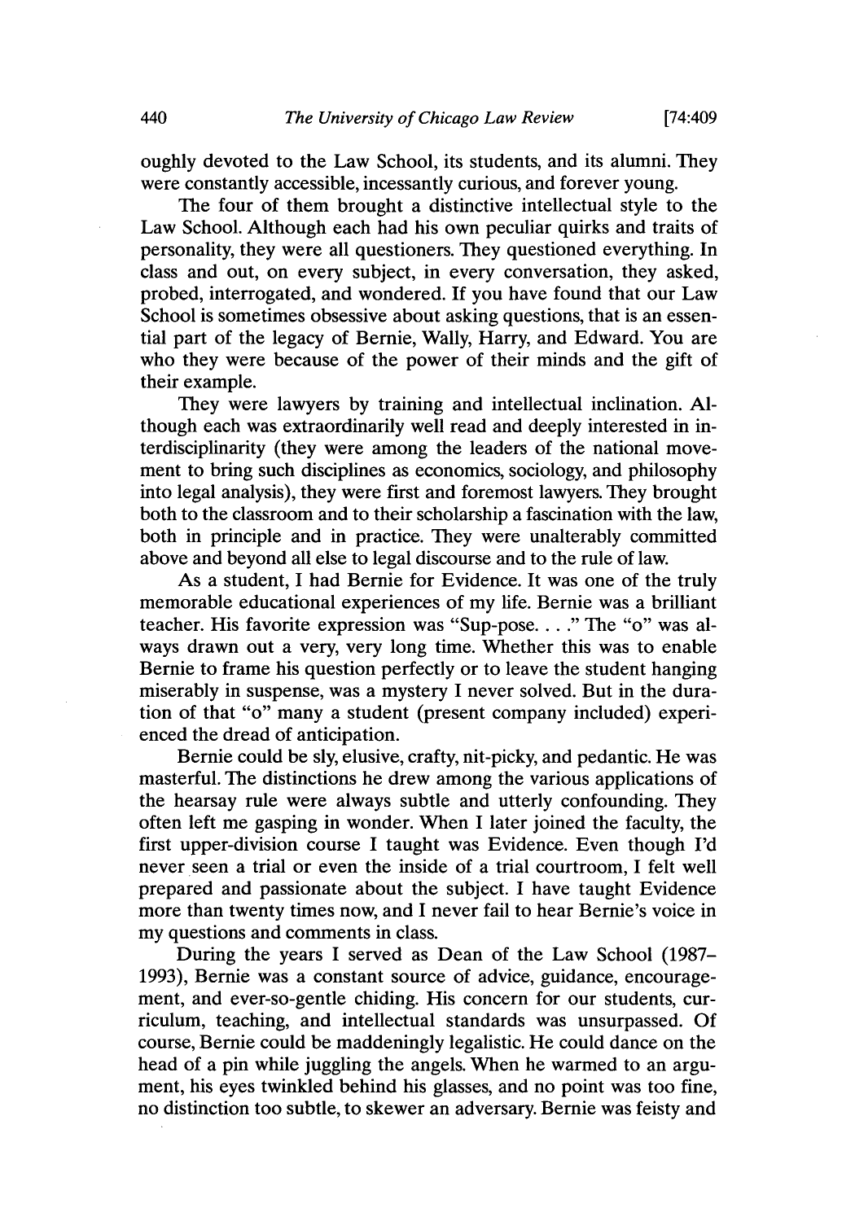oughly devoted to the Law School, its students, and its alumni. They were constantly accessible, incessantly curious, and forever young.

The four of them brought a distinctive intellectual style to the Law School. Although each had his own peculiar quirks and traits of personality, they were all questioners. They questioned everything. In class and out, on every subject, in every conversation, they asked, probed, interrogated, and wondered. If you have found that our Law School is sometimes obsessive about asking questions, that is an essential part of the legacy of Bernie, Wally, Harry, and Edward. You are who they were because of the power of their minds and the gift of their example.

They were lawyers by training and intellectual inclination. Although each was extraordinarily well read and deeply interested in interdisciplinarity (they were among the leaders of the national movement to bring such disciplines as economics, sociology, and philosophy into legal analysis), they were first and foremost lawyers. They brought both to the classroom and to their scholarship a fascination with the law, both in principle and in practice. They were unalterably committed above and beyond all else to legal discourse and to the rule of law.

As a student, I had Bernie for Evidence. It was one of the truly memorable educational experiences of my life. Bernie was a brilliant teacher. His favorite expression was "Sup-pose. . . ." The "o" was always drawn out a very, very long time. Whether this was to enable Bernie to frame his question perfectly or to leave the student hanging miserably in suspense, was a mystery I never solved. But in the duration of that "o" many a student (present company included) experienced the dread of anticipation.

Bernie could be sly, elusive, crafty, nit-picky, and pedantic. He was masterful. The distinctions he drew among the various applications of the hearsay rule were always subtle and utterly confounding. They often left me gasping in wonder. When I later joined the faculty, the first upper-division course I taught was Evidence. Even though I'd never seen a trial or even the inside of a trial courtroom, I felt well prepared and passionate about the subject. I have taught Evidence more than twenty times now, and I never fail to hear Bernie's voice in my questions and comments in class.

During the years I served as Dean of the Law School (1987–1993), Bernie was a constant source of advice, guidance, encouragement, and ever-so-gentle chiding. His concern for our students, curriculum, teaching, and intellectual standards was unsurpassed. Of course, Bernie could be maddeningly legalistic. He could dance on the head of a pin while juggling the angels. When he warmed to an argument, his eyes twinkled behind his glasses, and no point was too fine, no distinction too subtle, to skewer an adversary. Bernie was feisty and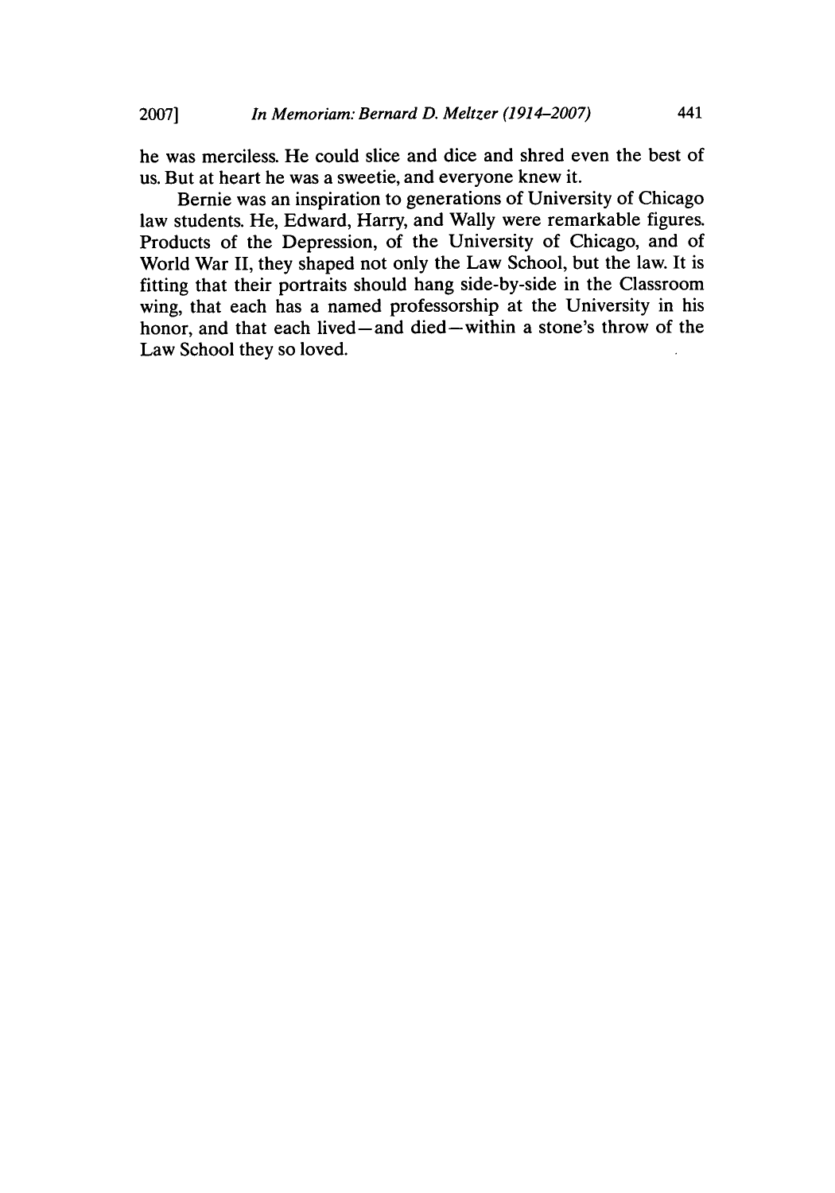he was merciless. He could slice and dice and shred even the best of us. But at heart he was a sweetie, and everyone knew it.

Bernie was an inspiration to generations of University of Chicago law students. He, Edward, Harry, and Wally were remarkable figures. Products of the Depression, of the University of Chicago, and of World War II, they shaped not only the Law School, but the law. It is fitting that their portraits should hang side-by-side in the Classroom wing, that each has a named professorship at the University in his honor, and that each lived—and died—within a stone's throw of the Law School they so loved.